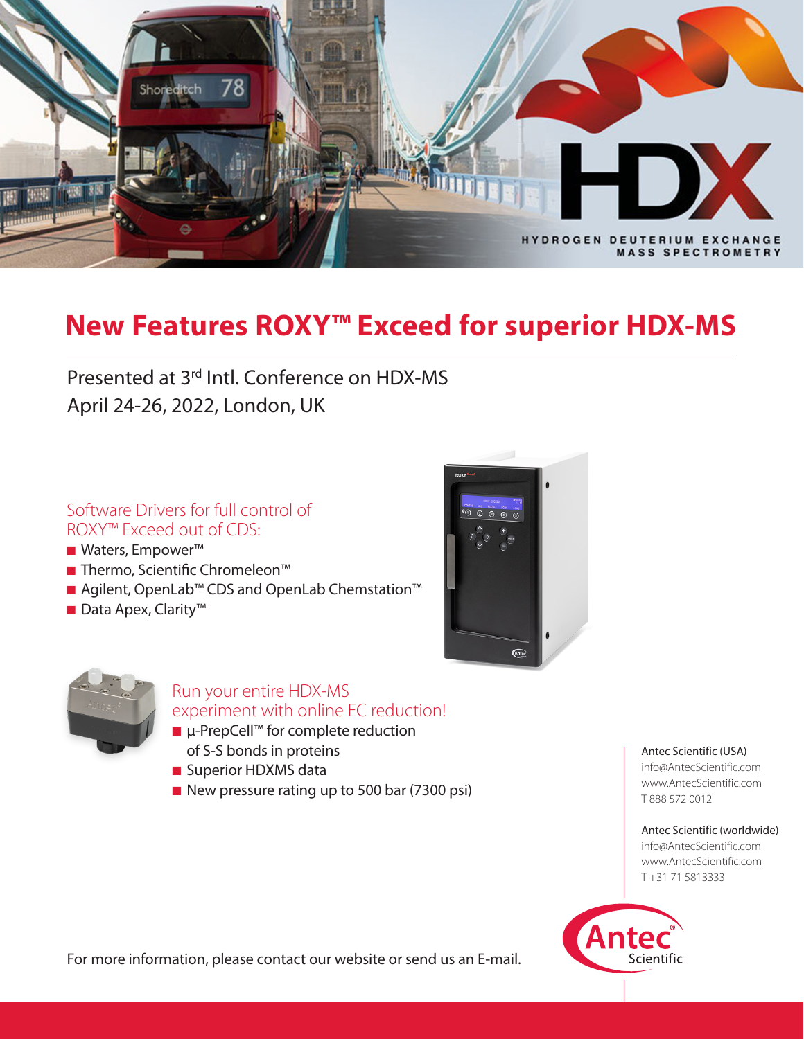HDX

HYDROGEN DEUTERIUM EXCHANGE MASS SPECTROMETRY

# New Features ROXY™ Exceed for superior HDX-MS

Presented at 3rd Intl. Conference on HDX-MS
April 24-26, 2022, London, UK

## Software Drivers for full control of ROXY™ Exceed out of CDS:

- Waters, Empower™
- Thermo, Scientific Chromeleon™
- Agilent, OpenLab™ CDS and OpenLab Chemstation™
- Data Apex, Clarity™

## Run your entire HDX-MS experiment with online EC reduction!

- µ-PrepCell™ for complete reduction of S-S bonds in proteins
- Superior HDXMS data
- New pressure rating up to 500 bar (7300 psi)

Antec Scientific (USA)
info@AntecScientific.com
www.AntecScientific.com
T 888 572 0012

Antec Scientific (worldwide)
info@AntecScientific.com
www.AntecScientific.com
T +31 71 5813333

For more information, please contact our website or send us an E-mail.

Antec® Scientific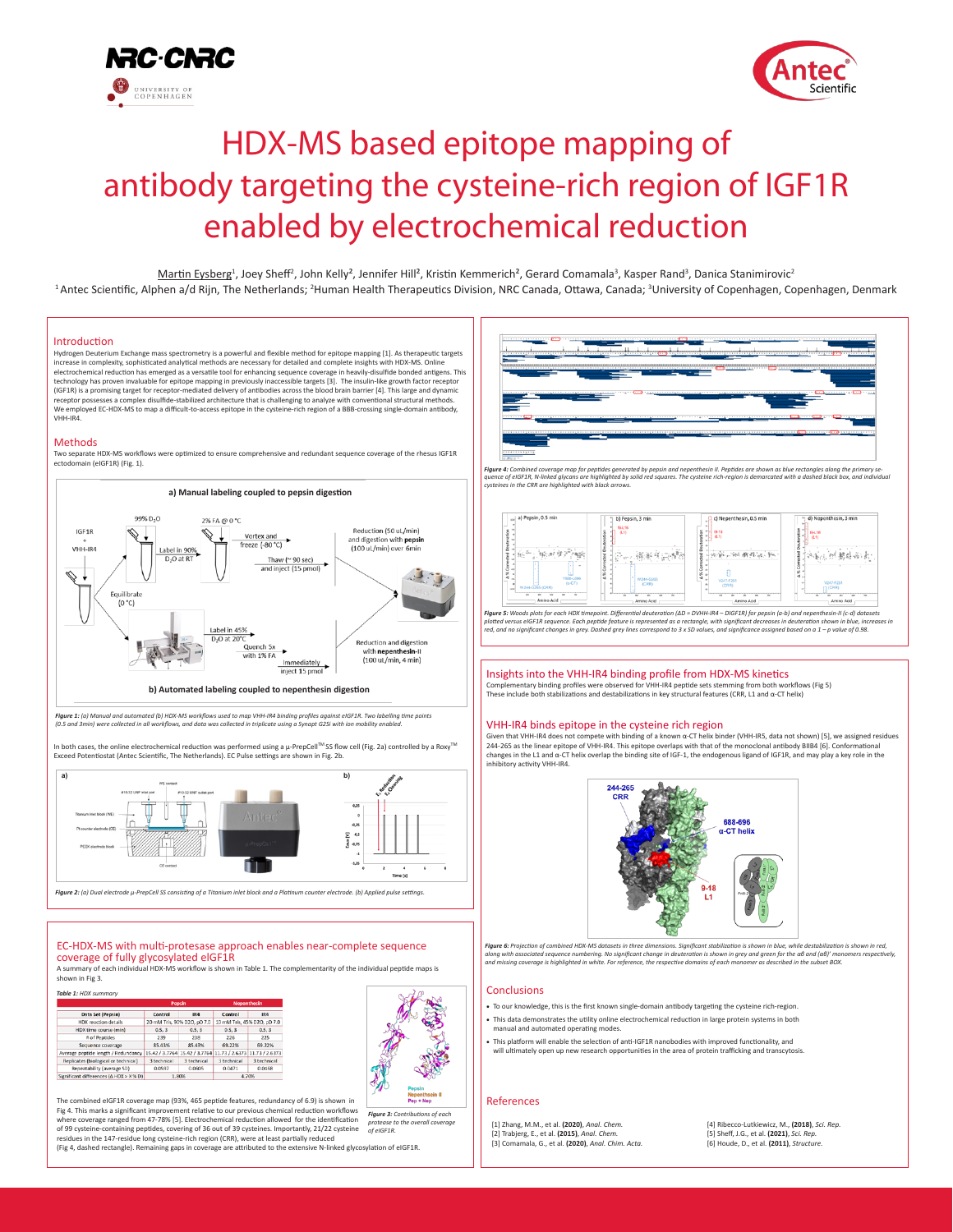# HDX-MS based epitope mapping of antibody targeting the cysteine-rich region of IGF1R enabled by electrochemical reduction

Martin Eysberg[1], Joey Sheff[2], John Kelly[2], Jennifer Hill[2], Kristin Kemmerich[2], Gerard Comamala[3], Kasper Rand[3], Danica Stanimirovic[2]

[1] Antec Scientific, Alphen a/d Rijn, The Netherlands; [2] Human Health Therapeutics Division, NRC Canada, Ottawa, Canada; [3] University of Copenhagen, Copenhagen, Denmark

## Introduction

Hydrogen Deuterium Exchange mass spectrometry is a powerful and flexible method for epitope mapping [1]. As therapeutic targets increase in complexity, sophisticated analytical methods are necessary for detailed and complete insights with HDX-MS. Online electrochemical reduction has emerged as a versatile tool for enhancing sequence coverage in heavily-disulfide bonded antigens. This technology has proven invaluable for epitope mapping in previously inaccessible targets [3]. The insulin-like growth factor receptor (IGF1R) is a promising target for receptor-mediated delivery of antibodies across the blood brain barrier [4]. This large and dynamic receptor possesses a complex disulfide-stabilized architecture that is challenging to analyze with conventional structural methods. We employed EC-HDX-MS to map a difficult-to-access epitope in the cysteine-rich region of a BBB-crossing single-domain antibody, VHH-IR4.

## Methods

Two separate HDX-MS workflows were optimized to ensure comprehensive and redundant sequence coverage of the rhesus IGF1R ectodomain (eIGF1R) (Fig. 1).

a) Manual labeling coupled to pepsin digestion

99% $D_2O$; 2% FA @ 0 °C; IGF1R + VHH-IR4; Label in 90% $D_2O$ at RT; Vortex and freeze (-80 °C); Thaw (~ 90 sec) and inject (15 pmol); Reduction (50 uL/min) and digestion with **pepsin** (100 uL/min) over 6min; Equilibrate (0 °C); Label in 45% $D_2O$ at 20°C; Quench 5x with 1% FA; Immediately inject 15 pmol; Reduction and digestion with **nepenthesin-II** (100 uL/min, 4 min)

b) Automated labeling coupled to nepenthesin digestion

*Figure 1: (a) Manual and automated (b) HDX-MS workflows used to map VHH-IR4 binding profiles against eIGF1R. Two labelling time points (0.5 and 3min) were collected in all workflows, and data was collected in triplicate using a Synapt G2Si with ion mobility enabled.*

In both cases, the online electrochemical reduction was performed using a µ-PrepCell™ SS flow cell (Fig. 2a) controlled by a Roxy™ Exceed Potentiostat (Antec Scientific, The Netherlands). EC Pulse settings are shown in Fig. 2b.

*Figure 2: (a) Dual electrode µ-PrepCell SS consisting of a Titanium inlet block and a Platinum counter electrode. (b) Applied pulse settings.*

## EC-HDX-MS with multi-protesase approach enables near-complete sequence coverage of fully glycosylated eIGF1R

A summary of each individual HDX-MS workflow is shown in Table 1. The complementarity of the individual peptide maps is shown in Fig 3.

*Table 1: HDX summary*

| Data Set (Pepsin) | Pepsin | | Nepenthesin | |
|---|---|---|---|---|
| | Control | IR4 | Control | IR4 |
| HDX reaction details | 20 mM Tris, 90% D2O, pD 7.0 | | 10 mM Tris, 45% D2O, pD 7.0 | |
| HDX time course (min) | 0.5, 3 | 0.5, 3 | 0.5, 3 | 0.5, 3 |
| # of Peptides | 239 | 238 | 226 | 225 |
| Sequence coverage | 85.43% | 85.43% | 69.22% | 69.22% |
| Average peptide length / Redundancy | 15.42 / 3.7764 | 15.42 / 3.7764 | 11.73 / 2.6373 | 11.73 / 2.6373 |
| Replicates (biological or technical) | 3 technical | 3 technical | 3 technical | 3 technical |
| Repeatability (average SD) | 0.0597 | 0.0605 | 0.0471 | 0.0468 |
| Significant differences (Δ HDX > X % D) | 1.80% | | 4.20% | |

The combined eIGF1R coverage map (93%, 465 peptide features, redundancy of 6.9) is shown in Fig 4. This demonstrates a significant improvement relative to our previous chemical reduction workflows where coverage ranged from 47-78% [5]. Electrochemical reduction allowed for the identification of 99 cysteine-containing peptides, covering of 36 out of 39 cysteines. Importantly, 21/22 cysteine residues in the 147-residue long cysteine-rich region (CRR), were at least partially reduced (Fig 4, dashed rectangle). Remaining gaps in coverage are attributed to the extensive N-linked glycosylation of eIGF1R.

Pepsin
Nepenthesin II
Pep + Nep

*Figure 3: Contributions of each protease to the overall coverage of eIGF1R.*

*Figure 4: Combined coverage map for peptides generated by pepsin and nepenthesin II. Peptides are shown as blue rectangles along the primary sequence of eIGF1R, N-linked glycans are highlighted by solid red squares. The cysteine rich-region is demarcated with a dashed black box, and individual cysteines in the CRR are highlighted with black arrows.*

a) Pepsin, 0.5 min
b) Pepsin, 3 min
c) Nepenthesin, 0.5 min
d) Nepenthesin, 3 min

*Figure 5: Woods plots for each HDX timepoint. Differential deuteration (ΔD = DVHH-IR4 – DIGF1R) for pepsin (a-b) and nepenthesin-II (c-d) datasets plotted versus eIGF1R sequence. Each peptide feature is represented as a rectangle, with significant decreases in deuteration shown in blue, increases in red, and no significant changes in grey. Dashed grey lines correspond to 3 x SD values, and significance assigned based on a 1 – p value of 0.98.*

## Insights into the VHH-IR4 binding profile from HDX-MS kinetics

Complementary binding profiles were observed for VHH-IR4 peptide sets stemming from both workflows (Fig 5)
These include both stabilizations and destabilizations in key structural features (CRR, L1 and α-CT helix)

## VHH-IR4 binds epitope in the cysteine rich region

Given that VHH-IR4 does not compete with binding of a known α-CT helix binder (VHH-IR5, data not shown) [5], we assigned residues 244-265 as the linear epitope of VHH-IR4. This epitope overlaps with that of the monoclonal antibody BIIB4 [6]. Conformational changes in the L1 and α-CT helix overlap the binding site of IGF-1, the endogenous ligand of IGF1R, and may play a key role in the inhibitory activity VHH-IR4.

244-265
CRR
688-696
α-CT helix
9-18
L1

*Figure 6: Projection of combined HDX-MS datasets in three dimensions. Significant stabilization is shown in blue, while destabilization is shown in red, along with associated sequence numbering. No significant change in deuteration is shown in grey and green for the αß and (αß)' monomers respectively, and missing coverage is highlighted in white. For reference, the respective domains of each monomer as described in the subset BOX.*

## Conclusions

- To our knowledge, this is the first known single-domain antibody targeting the cysteine rich-region.
- This data demonstrates the utility online electrochemical reduction in large protein systems in both manual and automated operating modes.
- This platform will enable the selection of anti-IGF1R nanobodies with improved functionality, and will ultimately open up new research opportunities in the area of protein trafficking and transcytosis.

## References

[1] Zhang, M.M., et al. **(2020)**, *Anal. Chem.*
[2] Trabjerg, E., et al. **(2015)**, *Anal. Chem.*
[3] Comamala, G., et al. **(2020)**, *Anal. Chim. Acta.*
[4] Ribecco-Lutkiewicz, M., **(2018)**, *Sci. Rep.*
[5] Sheff, J.G., et al. **(2021)**, *Sci. Rep.*
[6] Houde, D., et al. **(2011)**, *Structure.*